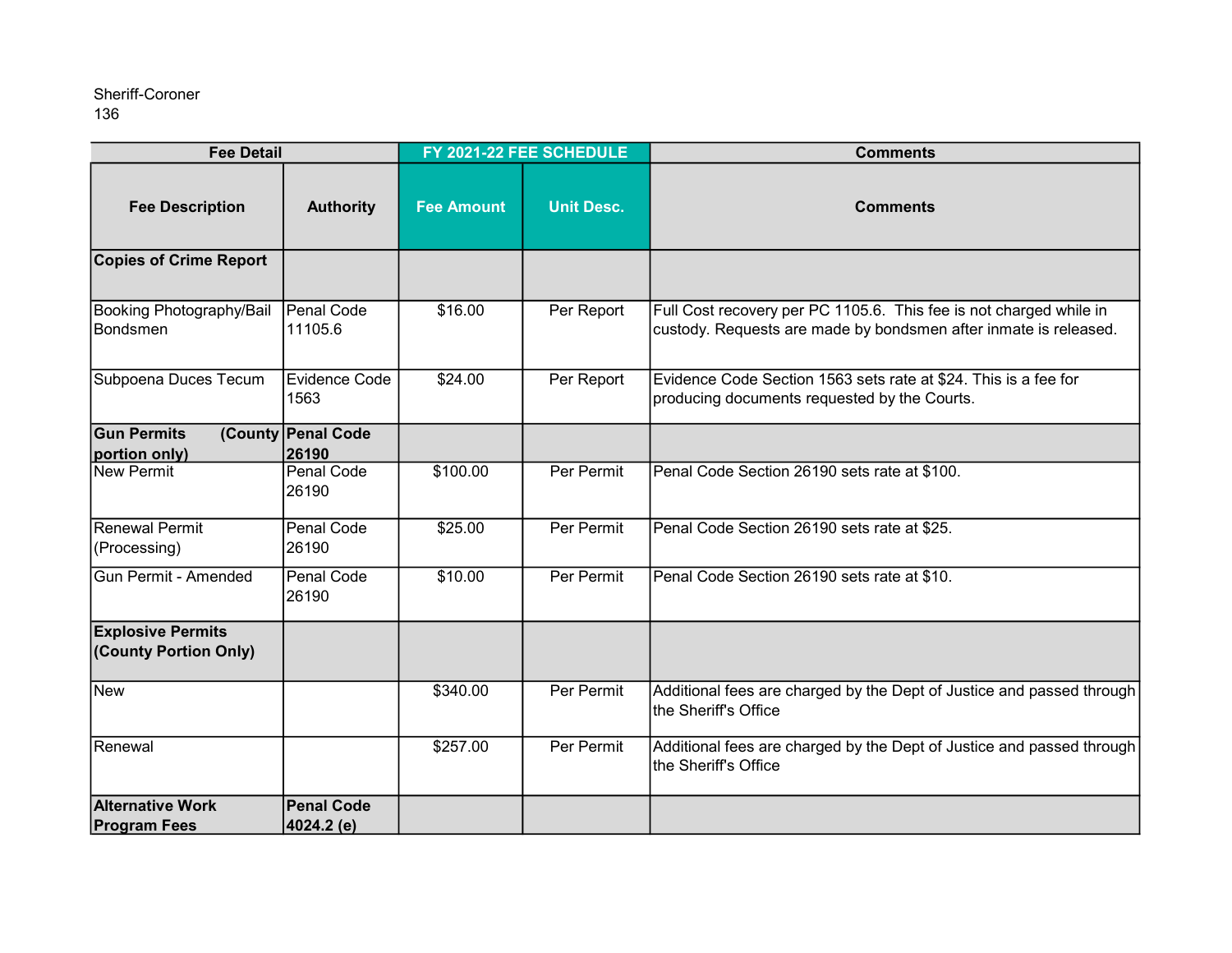Sheriff-Coroner
136

| Fee Detail | | FY 2021-22 FEE SCHEDULE | | Comments |
|---|---|---|---|---|
| **Fee Description** | **Authority** | **Fee Amount** | **Unit Desc.** | **Comments** |
| **Copies of Crime Report** | | | | |
| Booking Photography/Bail Bondsmen | Penal Code 11105.6 | $16.00 | Per Report | Full Cost recovery per PC 1105.6. This fee is not charged while in custody. Requests are made by bondsmen after inmate is released. |
| Subpoena Duces Tecum | Evidence Code 1563 | $24.00 | Per Report | Evidence Code Section 1563 sets rate at $24. This is a fee for producing documents requested by the Courts. |
| **Gun Permits (County portion only)** | **Penal Code 26190** | | | |
| New Permit | Penal Code 26190 | $100.00 | Per Permit | Penal Code Section 26190 sets rate at $100. |
| Renewal Permit (Processing) | Penal Code 26190 | $25.00 | Per Permit | Penal Code Section 26190 sets rate at $25. |
| Gun Permit - Amended | Penal Code 26190 | $10.00 | Per Permit | Penal Code Section 26190 sets rate at $10. |
| **Explosive Permits (County Portion Only)** | | | | |
| New | | $340.00 | Per Permit | Additional fees are charged by the Dept of Justice and passed through the Sheriff's Office |
| Renewal | | $257.00 | Per Permit | Additional fees are charged by the Dept of Justice and passed through the Sheriff's Office |
| **Alternative Work Program Fees** | **Penal Code 4024.2 (e)** | | | |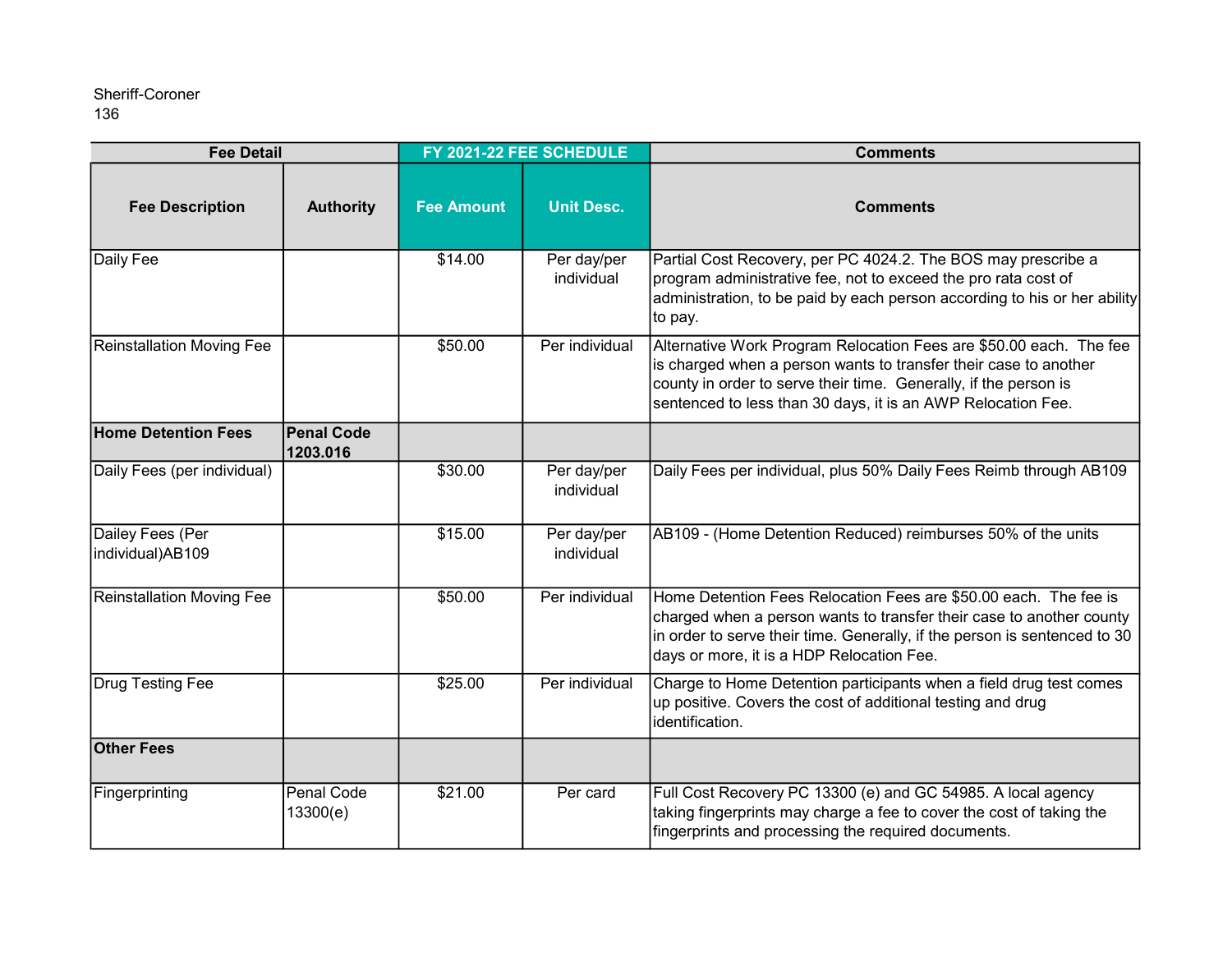Sheriff-Coroner
136

| Fee Detail | | FY 2021-22 FEE SCHEDULE | | Comments |
|---|---|---|---|---|
| **Fee Description** | **Authority** | **Fee Amount** | **Unit Desc.** | **Comments** |
| Daily Fee | | $14.00 | Per day/per individual | Partial Cost Recovery, per PC 4024.2. The BOS may prescribe a program administrative fee, not to exceed the pro rata cost of administration, to be paid by each person according to his or her ability to pay. |
| Reinstallation Moving Fee | | $50.00 | Per individual | Alternative Work Program Relocation Fees are $50.00 each. The fee is charged when a person wants to transfer their case to another county in order to serve their time. Generally, if the person is sentenced to less than 30 days, it is an AWP Relocation Fee. |
| **Home Detention Fees** | **Penal Code 1203.016** | | | |
| Daily Fees (per individual) | | $30.00 | Per day/per individual | Daily Fees per individual, plus 50% Daily Fees Reimb through AB109 |
| Dailey Fees (Per individual)AB109 | | $15.00 | Per day/per individual | AB109 - (Home Detention Reduced) reimburses 50% of the units |
| Reinstallation Moving Fee | | $50.00 | Per individual | Home Detention Fees Relocation Fees are $50.00 each. The fee is charged when a person wants to transfer their case to another county in order to serve their time. Generally, if the person is sentenced to 30 days or more, it is a HDP Relocation Fee. |
| Drug Testing Fee | | $25.00 | Per individual | Charge to Home Detention participants when a field drug test comes up positive. Covers the cost of additional testing and drug identification. |
| **Other Fees** | | | | |
| Fingerprinting | Penal Code 13300(e) | $21.00 | Per card | Full Cost Recovery PC 13300 (e) and GC 54985. A local agency taking fingerprints may charge a fee to cover the cost of taking the fingerprints and processing the required documents. |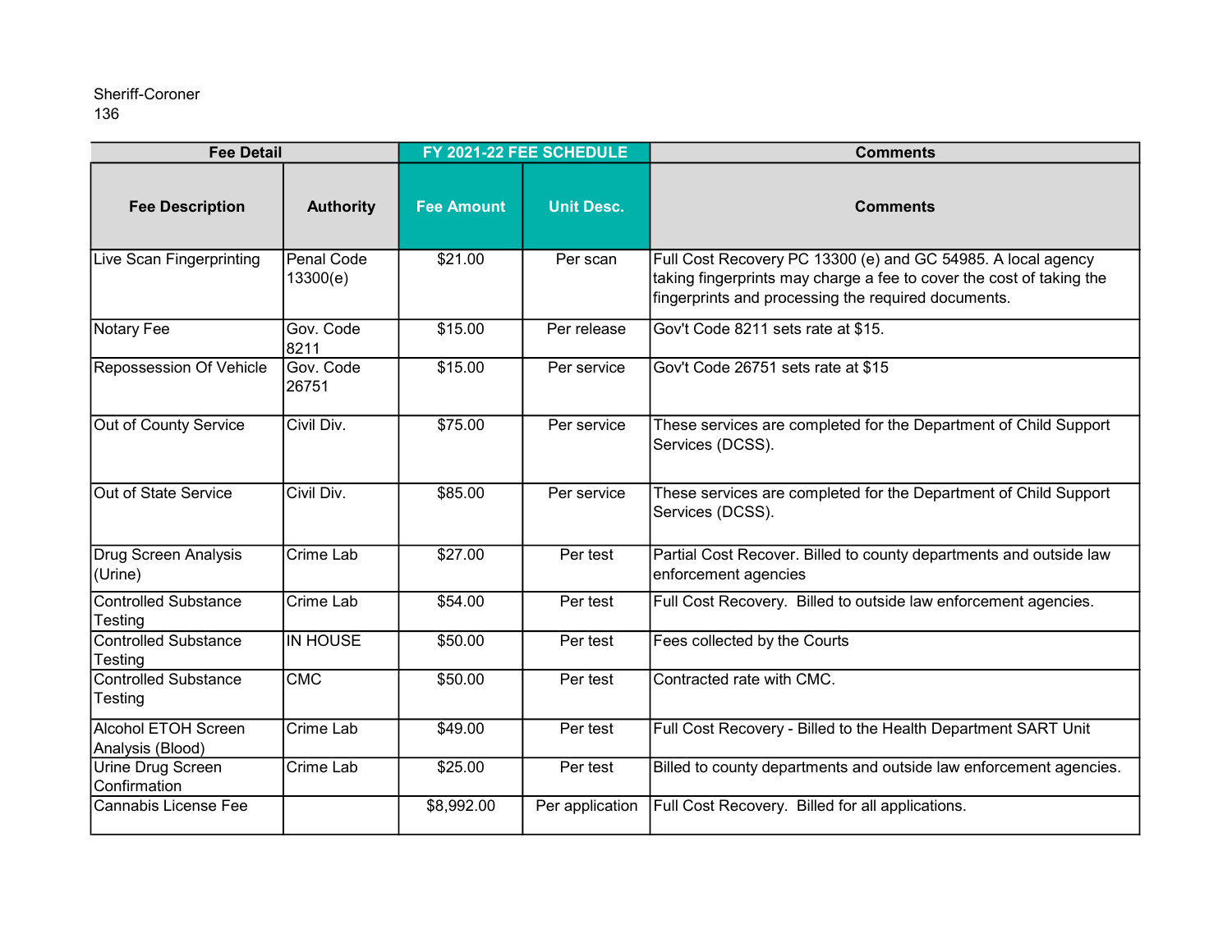Sheriff-Coroner
136

| Fee Detail | | FY 2021-22 FEE SCHEDULE | | Comments |
|---|---|---|---|---|
| **Fee Description** | **Authority** | **Fee Amount** | **Unit Desc.** | **Comments** |
| Live Scan Fingerprinting | Penal Code 13300(e) | $21.00 | Per scan | Full Cost Recovery PC 13300 (e) and GC 54985. A local agency taking fingerprints may charge a fee to cover the cost of taking the fingerprints and processing the required documents. |
| Notary Fee | Gov. Code 8211 | $15.00 | Per release | Gov't Code 8211 sets rate at $15. |
| Repossession Of Vehicle | Gov. Code 26751 | $15.00 | Per service | Gov't Code 26751 sets rate at $15 |
| Out of County Service | Civil Div. | $75.00 | Per service | These services are completed for the Department of Child Support Services (DCSS). |
| Out of State Service | Civil Div. | $85.00 | Per service | These services are completed for the Department of Child Support Services (DCSS). |
| Drug Screen Analysis (Urine) | Crime Lab | $27.00 | Per test | Partial Cost Recover. Billed to county departments and outside law enforcement agencies |
| Controlled Substance Testing | Crime Lab | $54.00 | Per test | Full Cost Recovery. Billed to outside law enforcement agencies. |
| Controlled Substance Testing | IN HOUSE | $50.00 | Per test | Fees collected by the Courts |
| Controlled Substance Testing | CMC | $50.00 | Per test | Contracted rate with CMC. |
| Alcohol ETOH Screen Analysis (Blood) | Crime Lab | $49.00 | Per test | Full Cost Recovery - Billed to the Health Department SART Unit |
| Urine Drug Screen Confirmation | Crime Lab | $25.00 | Per test | Billed to county departments and outside law enforcement agencies. |
| Cannabis License Fee | | $8,992.00 | Per application | Full Cost Recovery. Billed for all applications. |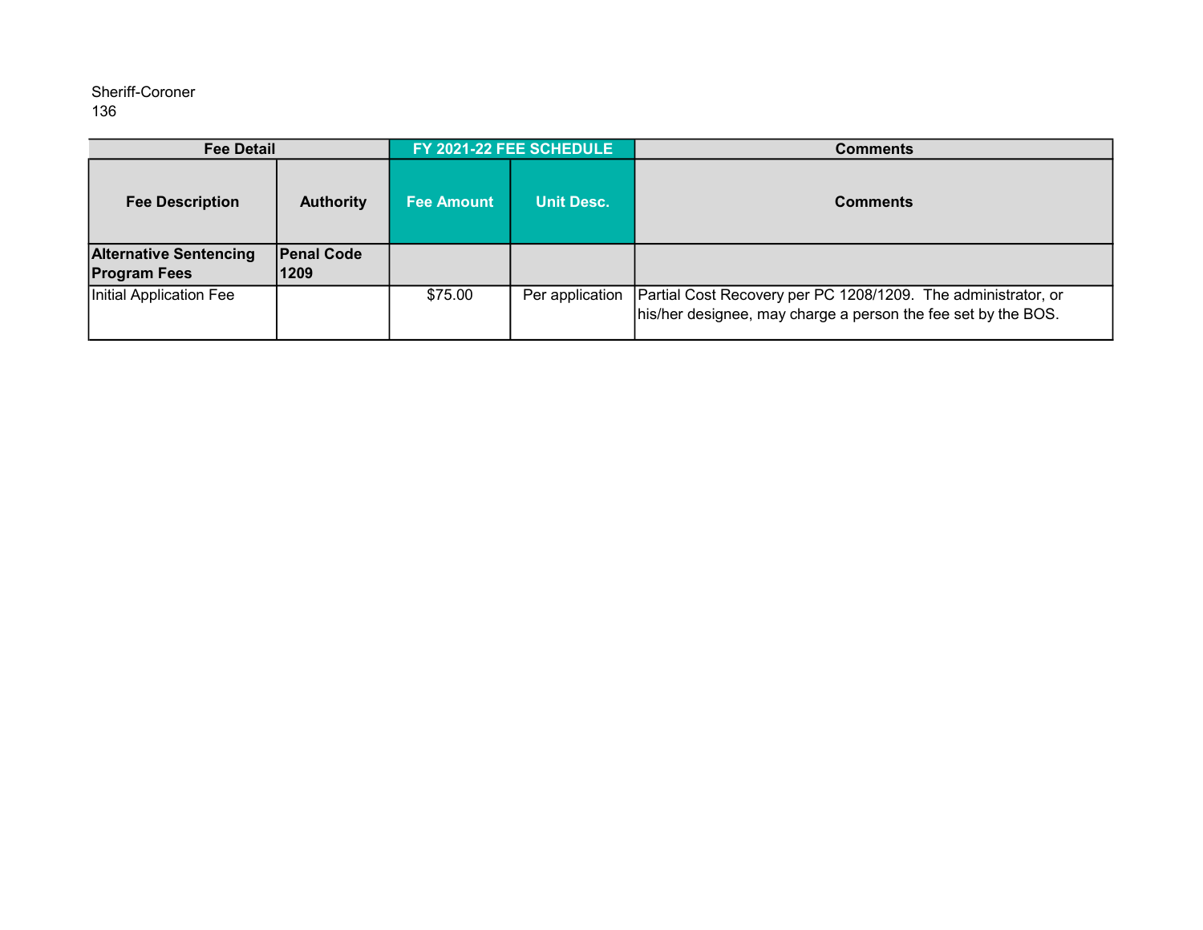Sheriff-Coroner
136

| Fee Detail | | FY 2021-22 FEE SCHEDULE | | Comments |
|---|---|---|---|---|
| **Fee Description** | **Authority** | **Fee Amount** | **Unit Desc.** | **Comments** |
| **Alternative Sentencing Program Fees** | **Penal Code 1209** | | | |
| Initial Application Fee | | $75.00 | Per application | Partial Cost Recovery per PC 1208/1209. The administrator, or his/her designee, may charge a person the fee set by the BOS. |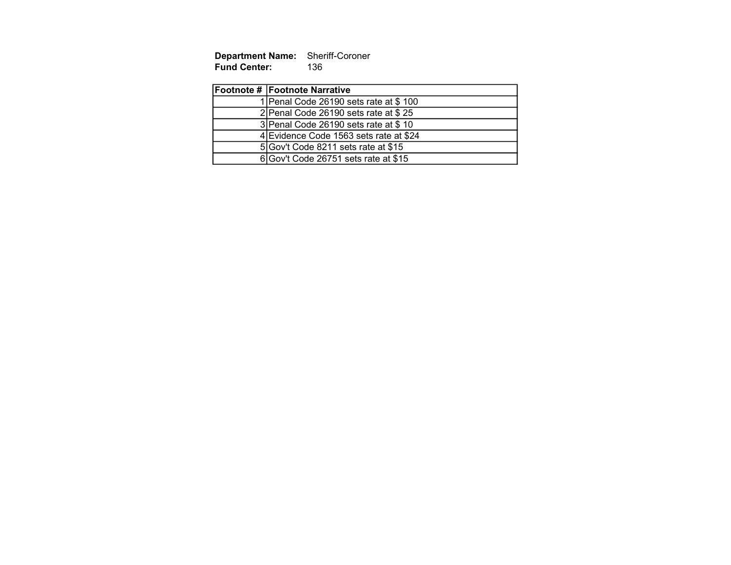**Department Name:** Sheriff-Coroner
**Fund Center:** 136

| Footnote # | Footnote Narrative |
|---|---|
| 1 | Penal Code 26190 sets rate at $ 100 |
| 2 | Penal Code 26190 sets rate at $ 25 |
| 3 | Penal Code 26190 sets rate at $ 10 |
| 4 | Evidence Code 1563 sets rate at $24 |
| 5 | Gov't Code 8211 sets rate at $15 |
| 6 | Gov't Code 26751 sets rate at $15 |